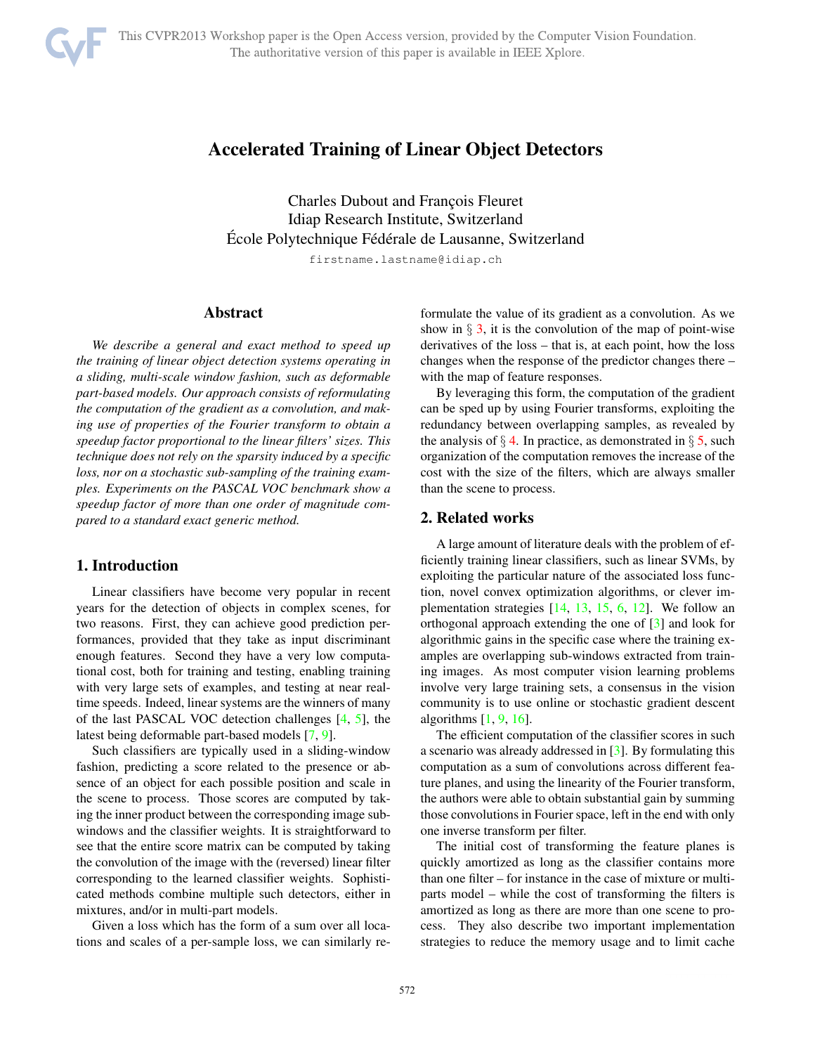# Accelerated Training of Linear Object Detectors

Charles Dubout and François Fleuret
Idiap Research Institute, Switzerland
École Polytechnique Fédérale de Lausanne, Switzerland

`firstname.lastname@idiap.ch`

## Abstract

*We describe a general and exact method to speed up the training of linear object detection systems operating in a sliding, multi-scale window fashion, such as deformable part-based models. Our approach consists of reformulating the computation of the gradient as a convolution, and making use of properties of the Fourier transform to obtain a speedup factor proportional to the linear filters' sizes. This technique does not rely on the sparsity induced by a specific loss, nor on a stochastic sub-sampling of the training examples. Experiments on the PASCAL VOC benchmark show a speedup factor of more than one order of magnitude compared to a standard exact generic method.*

## 1. Introduction

Linear classifiers have become very popular in recent years for the detection of objects in complex scenes, for two reasons. First, they can achieve good prediction performances, provided that they take as input discriminant enough features. Second they have a very low computational cost, both for training and testing, enabling training with very large sets of examples, and testing at near real-time speeds. Indeed, linear systems are the winners of many of the last PASCAL VOC detection challenges [4, 5], the latest being deformable part-based models [7, 9].

Such classifiers are typically used in a sliding-window fashion, predicting a score related to the presence or absence of an object for each possible position and scale in the scene to process. Those scores are computed by taking the inner product between the corresponding image sub-windows and the classifier weights. It is straightforward to see that the entire score matrix can be computed by taking the convolution of the image with the (reversed) linear filter corresponding to the learned classifier weights. Sophisticated methods combine multiple such detectors, either in mixtures, and/or in multi-part models.

Given a loss which has the form of a sum over all locations and scales of a per-sample loss, we can similarly reformulate the value of its gradient as a convolution. As we show in § 3, it is the convolution of the map of point-wise derivatives of the loss – that is, at each point, how the loss changes when the response of the predictor changes there – with the map of feature responses.

By leveraging this form, the computation of the gradient can be sped up by using Fourier transforms, exploiting the redundancy between overlapping samples, as revealed by the analysis of § 4. In practice, as demonstrated in § 5, such organization of the computation removes the increase of the cost with the size of the filters, which are always smaller than the scene to process.

## 2. Related works

A large amount of literature deals with the problem of efficiently training linear classifiers, such as linear SVMs, by exploiting the particular nature of the associated loss function, novel convex optimization algorithms, or clever implementation strategies [14, 13, 15, 6, 12]. We follow an orthogonal approach extending the one of [3] and look for algorithmic gains in the specific case where the training examples are overlapping sub-windows extracted from training images. As most computer vision learning problems involve very large training sets, a consensus in the vision community is to use online or stochastic gradient descent algorithms [1, 9, 16].

The efficient computation of the classifier scores in such a scenario was already addressed in [3]. By formulating this computation as a sum of convolutions across different feature planes, and using the linearity of the Fourier transform, the authors were able to obtain substantial gain by summing those convolutions in Fourier space, left in the end with only one inverse transform per filter.

The initial cost of transforming the feature planes is quickly amortized as long as the classifier contains more than one filter – for instance in the case of mixture or multi-parts model – while the cost of transforming the filters is amortized as long as there are more than one scene to process. They also describe two important implementation strategies to reduce the memory usage and to limit cache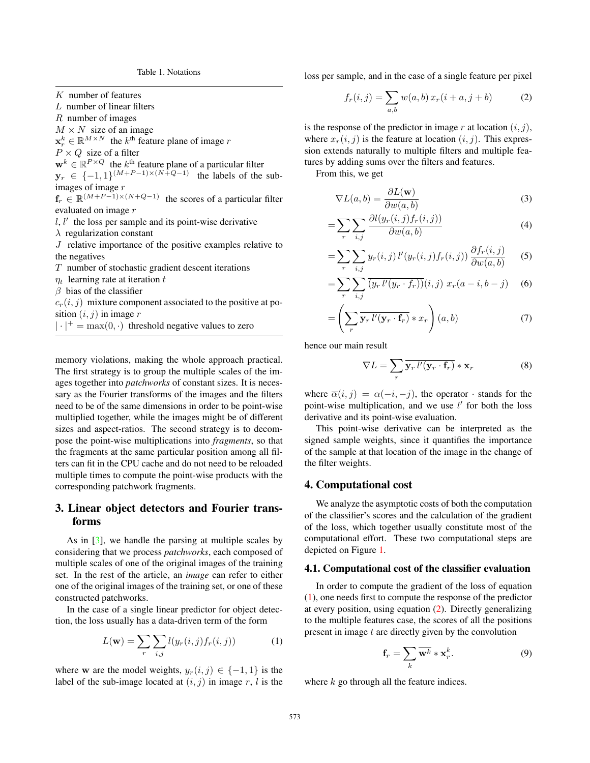Table 1. Notations

$K$ number of features
$L$ number of linear filters
$R$ number of images
$M \times N$ size of an image
$\mathbf{x}_r^k \in \mathbb{R}^{M \times N}$ the $k^{\text{th}}$ feature plane of image $r$
$P \times Q$ size of a filter
$\mathbf{w}^k \in \mathbb{R}^{P \times Q}$ the $k^{\text{th}}$ feature plane of a particular filter
$\mathbf{y}_r \in \{-1, 1\}^{(M+P-1)\times(N+Q-1)}$ the labels of the sub-images of image $r$
$\mathbf{f}_r \in \mathbb{R}^{(M+P-1)\times(N+Q-1)}$ the scores of a particular filter evaluated on image $r$
$l, l'$ the loss per sample and its point-wise derivative
$\lambda$ regularization constant
$J$ relative importance of the positive examples relative to the negatives
$T$ number of stochastic gradient descent iterations
$\eta_t$ learning rate at iteration $t$
$\beta$ bias of the classifier
$c_r(i, j)$ mixture component associated to the positive at position $(i, j)$ in image $r$
$|\cdot|^+ = \max(0, \cdot)$ threshold negative values to zero

memory violations, making the whole approach practical. The first strategy is to group the multiple scales of the images together into *patchworks* of constant sizes. It is necessary as the Fourier transforms of the images and the filters need to be of the same dimensions in order to be point-wise multiplied together, while the images might be of different sizes and aspect-ratios. The second strategy is to decompose the point-wise multiplications into *fragments*, so that the fragments at the same particular position among all filters can fit in the CPU cache and do not need to be reloaded multiple times to compute the point-wise products with the corresponding patchwork fragments.

## 3. Linear object detectors and Fourier transforms

As in [3], we handle the parsing at multiple scales by considering that we process *patchworks*, each composed of multiple scales of one of the original images of the training set. In the rest of the article, an *image* can refer to either one of the original images of the training set, or one of these constructed patchworks.

In the case of a single linear predictor for object detection, the loss usually has a data-driven term of the form

$$L(\mathbf{w}) = \sum_r \sum_{i,j} l(y_r(i,j) f_r(i,j)) \tag{1}$$

where $\mathbf{w}$ are the model weights, $y_r(i, j) \in \{-1, 1\}$ is the label of the sub-image located at $(i, j)$ in image $r$, $l$ is the loss per sample, and in the case of a single feature per pixel

$$f_r(i,j) = \sum_{a,b} w(a,b)\, x_r(i+a, j+b) \tag{2}$$

is the response of the predictor in image $r$ at location $(i, j)$, where $x_r(i, j)$ is the feature at location $(i, j)$. This expression extends naturally to multiple filters and multiple features by adding sums over the filters and features.

From this, we get

$$\nabla L(a,b) = \frac{\partial L(\mathbf{w})}{\partial w(a,b)} \tag{3}$$

$$= \sum_r \sum_{i,j} \frac{\partial l(y_r(i,j) f_r(i,j))}{\partial w(a,b)} \tag{4}$$

$$= \sum_r \sum_{i,j} y_r(i,j)\, l'(y_r(i,j) f_r(i,j))\, \frac{\partial f_r(i,j)}{\partial w(a,b)} \tag{5}$$

$$= \sum_r \sum_{i,j} \overline{(y_r\, l'(y_r \cdot f_r))}(i,j)\; x_r(a-i, b-j) \tag{6}$$

$$= \left( \sum_r \overline{\mathbf{y}_r\, l'(\mathbf{y}_r \cdot \mathbf{f}_r)} * x_r \right)(a,b) \tag{7}$$

hence our main result

$$\nabla L = \sum_r \overline{\mathbf{y}_r\, l'(\mathbf{y}_r \cdot \mathbf{f}_r)} * \mathbf{x}_r \tag{8}$$

where $\overline{\alpha}(i, j) = \alpha(-i, -j)$, the operator $\cdot$ stands for the point-wise multiplication, and we use $l'$ for both the loss derivative and its point-wise evaluation.

This point-wise derivative can be interpreted as the signed sample weights, since it quantifies the importance of the sample at that location of the image in the change of the filter weights.

## 4. Computational cost

We analyze the asymptotic costs of both the computation of the classifier's scores and the calculation of the gradient of the loss, which together usually constitute most of the computational effort. These two computational steps are depicted on Figure 1.

### 4.1. Computational cost of the classifier evaluation

In order to compute the gradient of the loss of equation (1), one needs first to compute the response of the predictor at every position, using equation (2). Directly generalizing to the multiple features case, the scores of all the positions present in image $t$ are directly given by the convolution

$$\mathbf{f}_r = \sum_k \overline{\mathbf{w}^k} * \mathbf{x}_r^k. \tag{9}$$

where $k$ go through all the feature indices.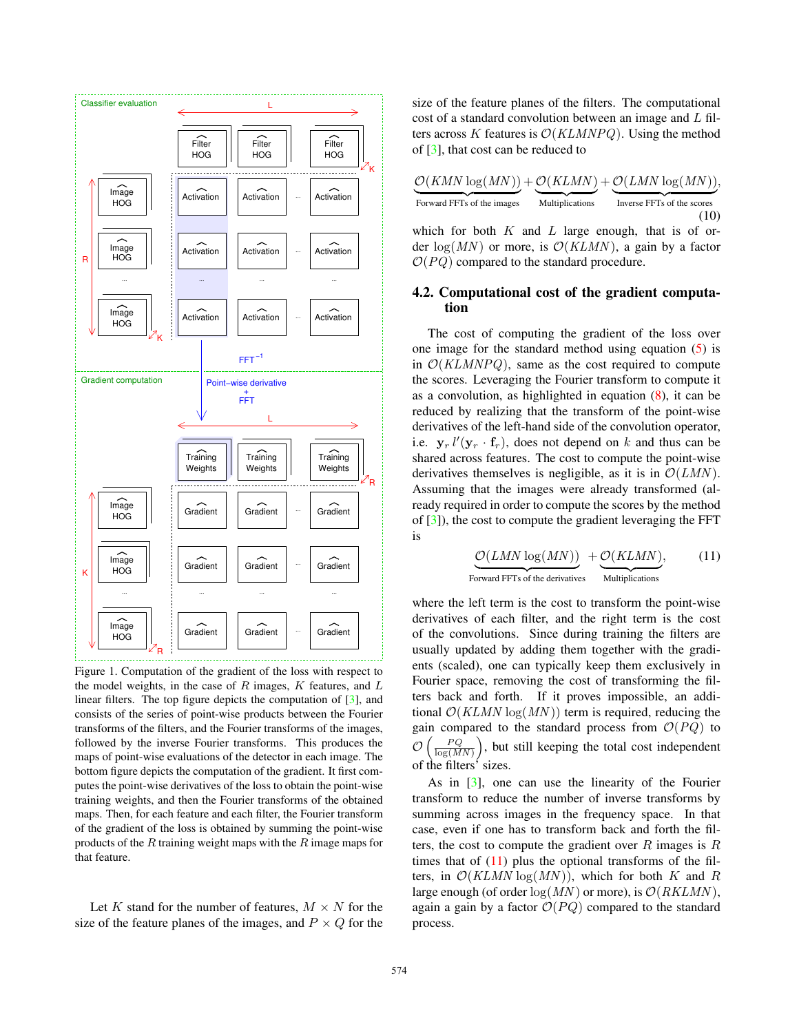Figure 1. Computation of the gradient of the loss with respect to the model weights, in the case of $R$ images, $K$ features, and $L$ linear filters. The top figure depicts the computation of [3], and consists of the series of point-wise products between the Fourier transforms of the filters, and the Fourier transforms of the images, followed by the inverse Fourier transforms. This produces the maps of point-wise evaluations of the detector in each image. The bottom figure depicts the computation of the gradient. It first computes the point-wise derivatives of the loss to obtain the point-wise training weights, and then the Fourier transforms of the obtained maps. Then, for each feature and each filter, the Fourier transform of the gradient of the loss is obtained by summing the point-wise products of the $R$ training weight maps with the $R$ image maps for that feature.

Let $K$ stand for the number of features, $M \times N$ for the size of the feature planes of the images, and $P \times Q$ for the size of the feature planes of the filters. The computational cost of a standard convolution between an image and $L$ filters across $K$ features is $\mathcal{O}(KLMNPQ)$. Using the method of [3], that cost can be reduced to

$$\underbrace{\mathcal{O}(KMN\log(MN))}_{\text{Forward FFTs of the images}} + \underbrace{\mathcal{O}(KLMN)}_{\text{Multiplications}} + \underbrace{\mathcal{O}(LMN\log(MN))}_{\text{Inverse FFTs of the scores}}, \tag{10}$$

which for both $K$ and $L$ large enough, that is of order $\log(MN)$ or more, is $\mathcal{O}(KLMN)$, a gain by a factor $\mathcal{O}(PQ)$ compared to the standard procedure.

## 4.2. Computational cost of the gradient computation

The cost of computing the gradient of the loss over one image for the standard method using equation (5) is in $\mathcal{O}(KLMNPQ)$, same as the cost required to compute the scores. Leveraging the Fourier transform to compute it as a convolution, as highlighted in equation (8), it can be reduced by realizing that the transform of the point-wise derivatives of the left-hand side of the convolution operator, i.e. $\mathbf{y}_r\, l'(\mathbf{y}_r \cdot \mathbf{f}_r)$, does not depend on $k$ and thus can be shared across features. The cost to compute the point-wise derivatives themselves is negligible, as it is in $\mathcal{O}(LMN)$. Assuming that the images were already transformed (already required in order to compute the scores by the method of [3]), the cost to compute the gradient leveraging the FFT is

$$\underbrace{\mathcal{O}(LMN\log(MN))}_{\text{Forward FFTs of the derivatives}} + \underbrace{\mathcal{O}(KLMN)}_{\text{Multiplications}}, \tag{11}$$

where the left term is the cost to transform the point-wise derivatives of each filter, and the right term is the cost of the convolutions. Since during training the filters are usually updated by adding them together with the gradients (scaled), one can typically keep them exclusively in Fourier space, removing the cost of transforming the filters back and forth. If it proves impossible, an additional $\mathcal{O}(KLMN\log(MN))$ term is required, reducing the gain compared to the standard process from $\mathcal{O}(PQ)$ to $\mathcal{O}\left(\frac{PQ}{\log(MN)}\right)$, but still keeping the total cost independent of the filters' sizes.

As in [3], one can use the linearity of the Fourier transform to reduce the number of inverse transforms by summing across images in the frequency space. In that case, even if one has to transform back and forth the filters, the cost to compute the gradient over $R$ images is $R$ times that of (11) plus the optional transforms of the filters, in $\mathcal{O}(KLMN\log(MN))$, which for both $K$ and $R$ large enough (of order $\log(MN)$ or more), is $\mathcal{O}(RKLMN)$, again a gain by a factor $\mathcal{O}(PQ)$ compared to the standard process.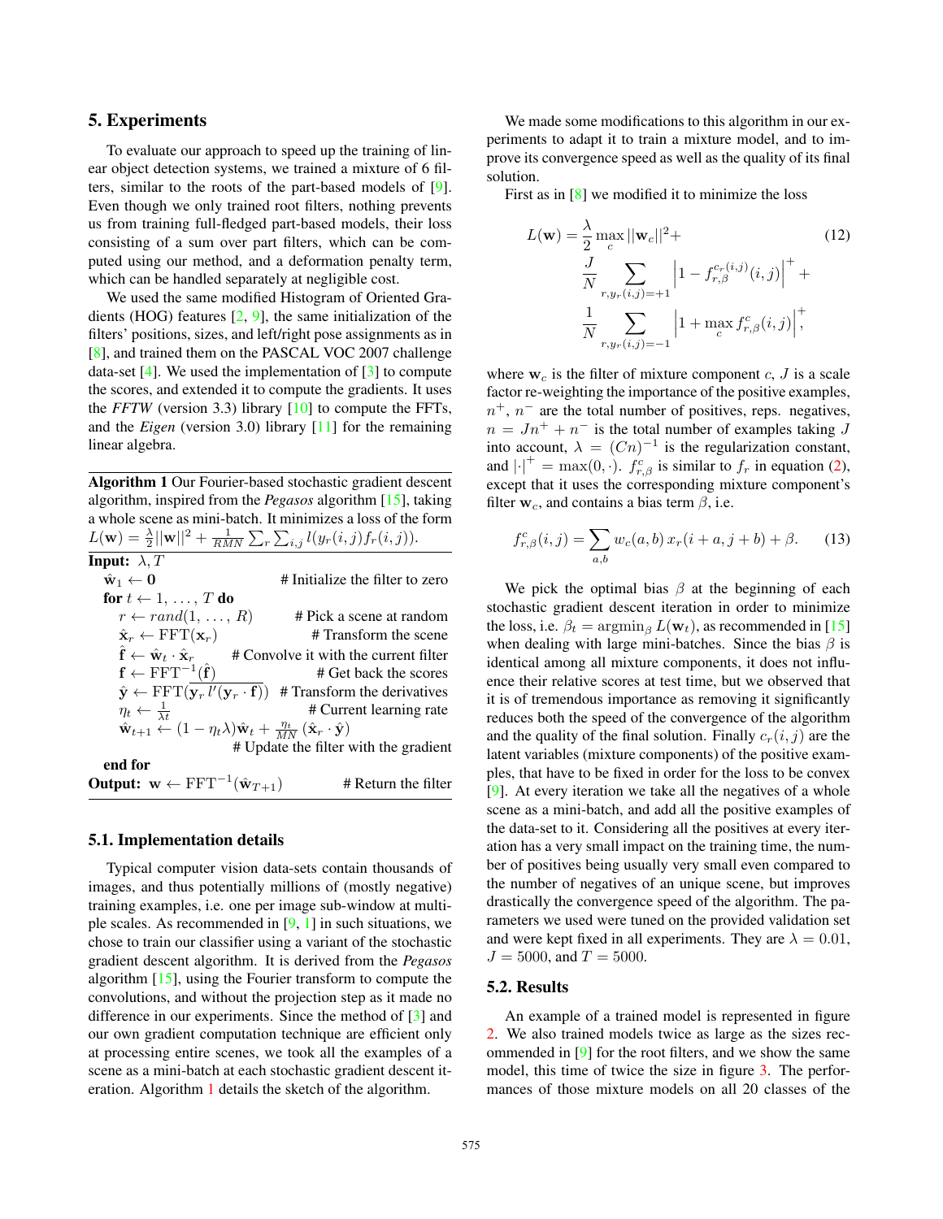## 5. Experiments

To evaluate our approach to speed up the training of linear object detection systems, we trained a mixture of 6 filters, similar to the roots of the part-based models of [9]. Even though we only trained root filters, nothing prevents us from training full-fledged part-based models, their loss consisting of a sum over part filters, which can be computed using our method, and a deformation penalty term, which can be handled separately at negligible cost.

We used the same modified Histogram of Oriented Gradients (HOG) features [2, 9], the same initialization of the filters' positions, sizes, and left/right pose assignments as in [8], and trained them on the PASCAL VOC 2007 challenge data-set [4]. We used the implementation of [3] to compute the scores, and extended it to compute the gradients. It uses the *FFTW* (version 3.3) library [10] to compute the FFTs, and the *Eigen* (version 3.0) library [11] for the remaining linear algebra.

**Algorithm 1** Our Fourier-based stochastic gradient descent algorithm, inspired from the *Pegasos* algorithm [15], taking a whole scene as mini-batch. It minimizes a loss of the form $L(\mathbf{w}) = \frac{\lambda}{2}||\mathbf{w}||^2 + \frac{1}{RMN}\sum_r \sum_{i,j} l(y_r(i,j) f_r(i,j))$.

**Input:** $\lambda, T$

- $\hat{\mathbf{w}}_1 \leftarrow \mathbf{0}$ # Initialize the filter to zero
- **for** $t \leftarrow 1, \ldots, T$ **do**
  - $r \leftarrow rand(1, \ldots, R)$ # Pick a scene at random
  - $\hat{\mathbf{x}}_r \leftarrow \mathrm{FFT}(\mathbf{x}_r)$ # Transform the scene
  - $\hat{\mathbf{f}} \leftarrow \hat{\mathbf{w}}_t \cdot \hat{\mathbf{x}}_r$ # Convolve it with the current filter
  - $\mathbf{f} \leftarrow \mathrm{FFT}^{-1}(\hat{\mathbf{f}})$ # Get back the scores
  - $\hat{\mathbf{y}} \leftarrow \mathrm{FFT}(\overline{\mathbf{y}_r\, l'(\mathbf{y}_r \cdot \mathbf{f})})$ # Transform the derivatives
  - $\eta_t \leftarrow \frac{1}{\lambda t}$ # Current learning rate
  - $\hat{\mathbf{w}}_{t+1} \leftarrow (1 - \eta_t \lambda)\hat{\mathbf{w}}_t + \frac{\eta_t}{MN}(\hat{\mathbf{x}}_r \cdot \hat{\mathbf{y}})$ # Update the filter with the gradient
- **end for**

**Output:** $\mathbf{w} \leftarrow \mathrm{FFT}^{-1}(\hat{\mathbf{w}}_{T+1})$ # Return the filter

### 5.1. Implementation details

Typical computer vision data-sets contain thousands of images, and thus potentially millions of (mostly negative) training examples, i.e. one per image sub-window at multiple scales. As recommended in [9, 1] in such situations, we chose to train our classifier using a variant of the stochastic gradient descent algorithm. It is derived from the *Pegasos* algorithm [15], using the Fourier transform to compute the convolutions, and without the projection step as it made no difference in our experiments. Since the method of [3] and our own gradient computation technique are efficient only at processing entire scenes, we took all the examples of a scene as a mini-batch at each stochastic gradient descent iteration. Algorithm 1 details the sketch of the algorithm.

We made some modifications to this algorithm in our experiments to adapt it to train a mixture model, and to improve its convergence speed as well as the quality of its final solution.

First as in [8] we modified it to minimize the loss

$$L(\mathbf{w}) = \frac{\lambda}{2}\max_c ||\mathbf{w}_c||^2 + \frac{J}{N}\sum_{r, y_r(i,j)=+1}\left|1 - f_{r,\beta}^{c_r(i,j)}(i,j)\right|^+ + \frac{1}{N}\sum_{r, y_r(i,j)=-1}\left|1 + \max_c f_{r,\beta}^c(i,j)\right|^+, \tag{12}$$

where $\mathbf{w}_c$ is the filter of mixture component $c$, $J$ is a scale factor re-weighting the importance of the positive examples, $n^+$, $n^-$ are the total number of positives, reps. negatives, $n = Jn^+ + n^-$ is the total number of examples taking $J$ into account, $\lambda = (Cn)^{-1}$ is the regularization constant, and $|\cdot|^+ = \max(0, \cdot)$. $f_{r,\beta}^c$ is similar to $f_r$ in equation (2), except that it uses the corresponding mixture component's filter $\mathbf{w}_c$, and contains a bias term $\beta$, i.e.

$$f_{r,\beta}^c(i,j) = \sum_{a,b} w_c(a,b)\, x_r(i+a, j+b) + \beta. \tag{13}$$

We pick the optimal bias $\beta$ at the beginning of each stochastic gradient descent iteration in order to minimize the loss, i.e. $\beta_t = \operatorname{argmin}_\beta L(\mathbf{w}_t)$, as recommended in [15] when dealing with large mini-batches. Since the bias $\beta$ is identical among all mixture components, it does not influence their relative scores at test time, but we observed that it is of tremendous importance as removing it significantly reduces both the speed of the convergence of the algorithm and the quality of the final solution. Finally $c_r(i,j)$ are the latent variables (mixture components) of the positive examples, that have to be fixed in order for the loss to be convex [9]. At every iteration we take all the negatives of a whole scene as a mini-batch, and add all the positive examples of the data-set to it. Considering all the positives at every iteration has a very small impact on the training time, the number of positives being usually very small even compared to the number of negatives of an unique scene, but improves drastically the convergence speed of the algorithm. The parameters we used were tuned on the provided validation set and were kept fixed in all experiments. They are $\lambda = 0.01$, $J = 5000$, and $T = 5000$.

### 5.2. Results

An example of a trained model is represented in figure 2. We also trained models twice as large as the sizes recommended in [9] for the root filters, and we show the same model, this time of twice the size in figure 3. The performances of those mixture models on all 20 classes of the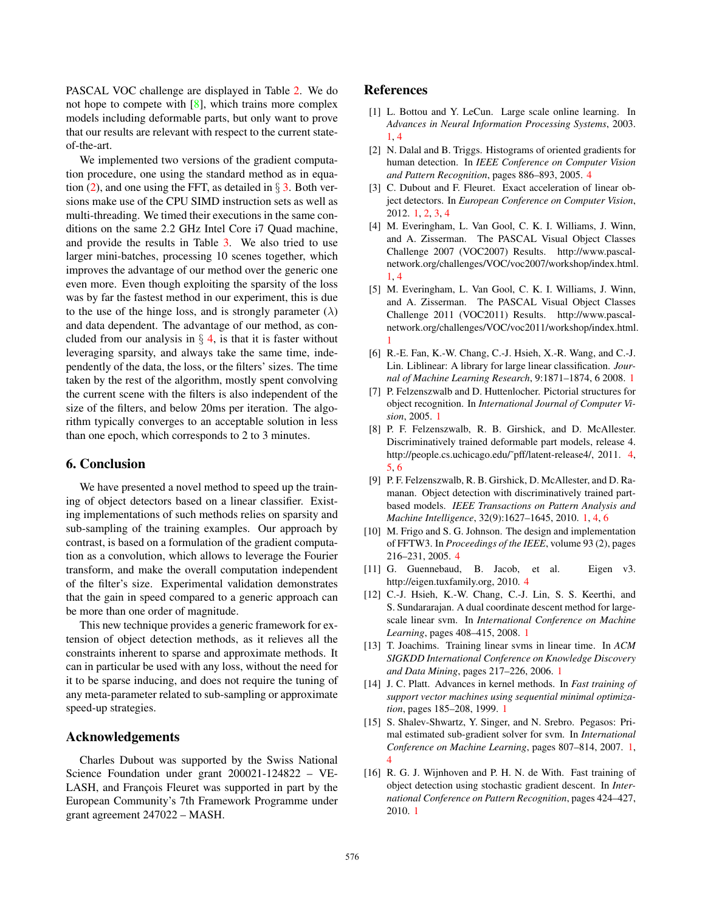PASCAL VOC challenge are displayed in Table 2. We do not hope to compete with [8], which trains more complex models including deformable parts, but only want to prove that our results are relevant with respect to the current state-of-the-art.

We implemented two versions of the gradient computation procedure, one using the standard method as in equation (2), and one using the FFT, as detailed in § 3. Both versions make use of the CPU SIMD instruction sets as well as multi-threading. We timed their executions in the same conditions on the same 2.2 GHz Intel Core i7 Quad machine, and provide the results in Table 3. We also tried to use larger mini-batches, processing 10 scenes together, which improves the advantage of our method over the generic one even more. Even though exploiting the sparsity of the loss was by far the fastest method in our experiment, this is due to the use of the hinge loss, and is strongly parameter ($\lambda$) and data dependent. The advantage of our method, as concluded from our analysis in § 4, is that it is faster without leveraging sparsity, and always take the same time, independently of the data, the loss, or the filters' sizes. The time taken by the rest of the algorithm, mostly spent convolving the current scene with the filters is also independent of the size of the filters, and below 20ms per iteration. The algorithm typically converges to an acceptable solution in less than one epoch, which corresponds to 2 to 3 minutes.

## 6. Conclusion

We have presented a novel method to speed up the training of object detectors based on a linear classifier. Existing implementations of such methods relies on sparsity and sub-sampling of the training examples. Our approach by contrast, is based on a formulation of the gradient computation as a convolution, which allows to leverage the Fourier transform, and make the overall computation independent of the filter's size. Experimental validation demonstrates that the gain in speed compared to a generic approach can be more than one order of magnitude.

This new technique provides a generic framework for extension of object detection methods, as it relieves all the constraints inherent to sparse and approximate methods. It can in particular be used with any loss, without the need for it to be sparse inducing, and does not require the tuning of any meta-parameter related to sub-sampling or approximate speed-up strategies.

## Acknowledgements

Charles Dubout was supported by the Swiss National Science Foundation under grant 200021-124822 – VELASH, and François Fleuret was supported in part by the European Community's 7th Framework Programme under grant agreement 247022 – MASH.

## References

[1] L. Bottou and Y. LeCun. Large scale online learning. In *Advances in Neural Information Processing Systems*, 2003. 1, 4

[2] N. Dalal and B. Triggs. Histograms of oriented gradients for human detection. In *IEEE Conference on Computer Vision and Pattern Recognition*, pages 886–893, 2005. 4

[3] C. Dubout and F. Fleuret. Exact acceleration of linear object detectors. In *European Conference on Computer Vision*, 2012. 1, 2, 3, 4

[4] M. Everingham, L. Van Gool, C. K. I. Williams, J. Winn, and A. Zisserman. The PASCAL Visual Object Classes Challenge 2007 (VOC2007) Results. http://www.pascal-network.org/challenges/VOC/voc2007/workshop/index.html. 1, 4

[5] M. Everingham, L. Van Gool, C. K. I. Williams, J. Winn, and A. Zisserman. The PASCAL Visual Object Classes Challenge 2011 (VOC2011) Results. http://www.pascal-network.org/challenges/VOC/voc2011/workshop/index.html. 1

[6] R.-E. Fan, K.-W. Chang, C.-J. Hsieh, X.-R. Wang, and C.-J. Lin. Liblinear: A library for large linear classification. *Journal of Machine Learning Research*, 9:1871–1874, 6 2008. 1

[7] P. Felzenszwalb and D. Huttenlocher. Pictorial structures for object recognition. In *International Journal of Computer Vision*, 2005. 1

[8] P. F. Felzenszwalb, R. B. Girshick, and D. McAllester. Discriminatively trained deformable part models, release 4. http://people.cs.uchicago.edu/~pff/latent-release4/, 2011. 4, 5, 6

[9] P. F. Felzenszwalb, R. B. Girshick, D. McAllester, and D. Ramanan. Object detection with discriminatively trained part-based models. *IEEE Transactions on Pattern Analysis and Machine Intelligence*, 32(9):1627–1645, 2010. 1, 4, 6

[10] M. Frigo and S. G. Johnson. The design and implementation of FFTW3. In *Proceedings of the IEEE*, volume 93 (2), pages 216–231, 2005. 4

[11] G. Guennebaud, B. Jacob, et al. Eigen v3. http://eigen.tuxfamily.org, 2010. 4

[12] C.-J. Hsieh, K.-W. Chang, C.-J. Lin, S. S. Keerthi, and S. Sundararajan. A dual coordinate descent method for large-scale linear svm. In *International Conference on Machine Learning*, pages 408–415, 2008. 1

[13] T. Joachims. Training linear svms in linear time. In *ACM SIGKDD International Conference on Knowledge Discovery and Data Mining*, pages 217–226, 2006. 1

[14] J. C. Platt. Advances in kernel methods. In *Fast training of support vector machines using sequential minimal optimization*, pages 185–208, 1999. 1

[15] S. Shalev-Shwartz, Y. Singer, and N. Srebro. Pegasos: Primal estimated sub-gradient solver for svm. In *International Conference on Machine Learning*, pages 807–814, 2007. 1, 4

[16] R. G. J. Wijnhoven and P. H. N. de With. Fast training of object detection using stochastic gradient descent. In *International Conference on Pattern Recognition*, pages 424–427, 2010. 1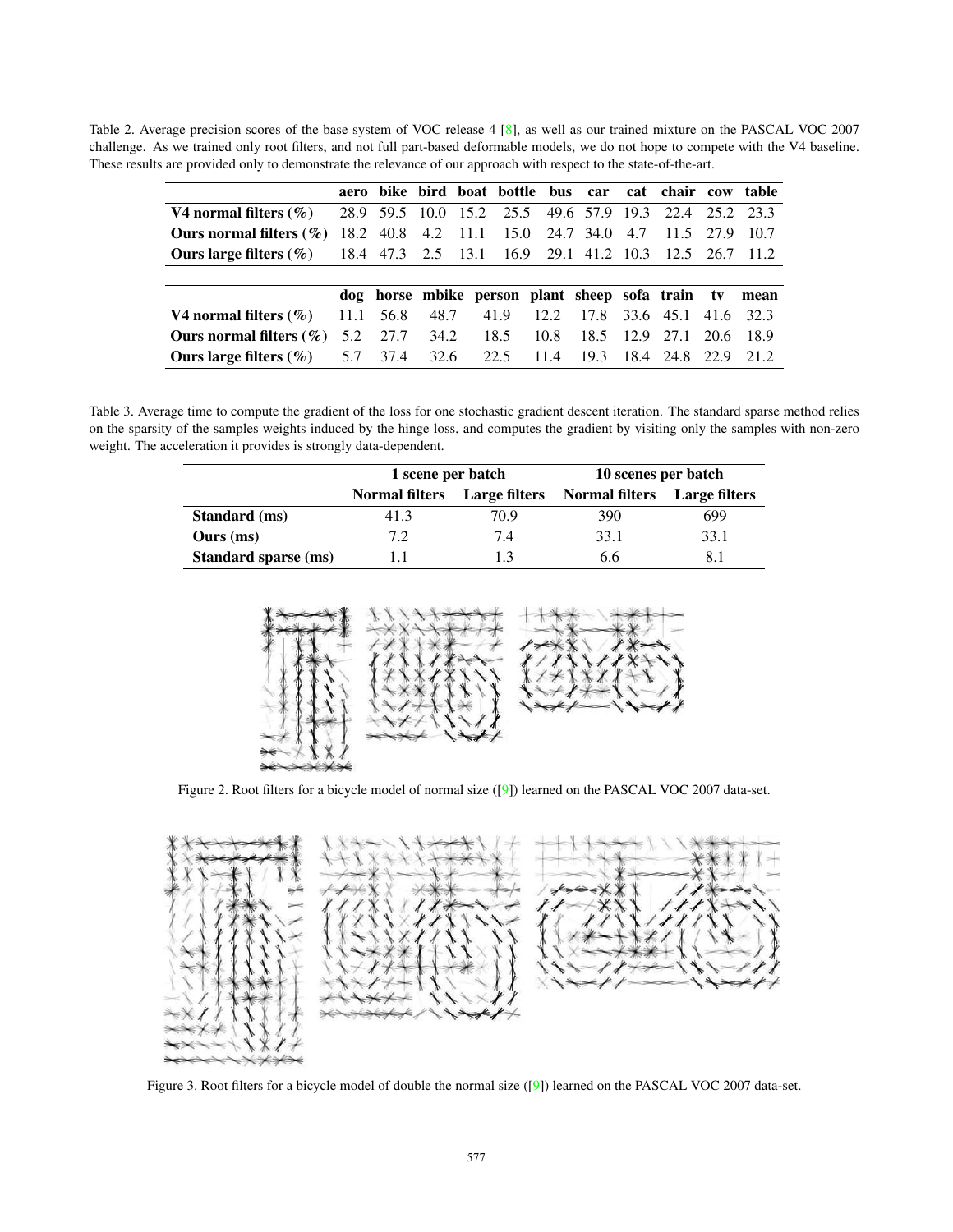Table 2. Average precision scores of the base system of VOC release 4 [8], as well as our trained mixture on the PASCAL VOC 2007 challenge. As we trained only root filters, and not full part-based deformable models, we do not hope to compete with the V4 baseline. These results are provided only to demonstrate the relevance of our approach with respect to the state-of-the-art.

| | aero | bike | bird | boat | bottle | bus | car | cat | chair | cow | table |
|---|---|---|---|---|---|---|---|---|---|---|---|
| **V4 normal filters (%)** | 28.9 | 59.5 | 10.0 | 15.2 | 25.5 | 49.6 | 57.9 | 19.3 | 22.4 | 25.2 | 23.3 |
| **Ours normal filters (%)** | 18.2 | 40.8 | 4.2 | 11.1 | 15.0 | 24.7 | 34.0 | 4.7 | 11.5 | 27.9 | 10.7 |
| **Ours large filters (%)** | 18.4 | 47.3 | 2.5 | 13.1 | 16.9 | 29.1 | 41.2 | 10.3 | 12.5 | 26.7 | 11.2 |

| | dog | horse | mbike | person | plant | sheep | sofa | train | tv | mean |
|---|---|---|---|---|---|---|---|---|---|---|
| **V4 normal filters (%)** | 11.1 | 56.8 | 48.7 | 41.9 | 12.2 | 17.8 | 33.6 | 45.1 | 41.6 | 32.3 |
| **Ours normal filters (%)** | 5.2 | 27.7 | 34.2 | 18.5 | 10.8 | 18.5 | 12.9 | 27.1 | 20.6 | 18.9 |
| **Ours large filters (%)** | 5.7 | 37.4 | 32.6 | 22.5 | 11.4 | 19.3 | 18.4 | 24.8 | 22.9 | 21.2 |

Table 3. Average time to compute the gradient of the loss for one stochastic gradient descent iteration. The standard sparse method relies on the sparsity of the samples weights induced by the hinge loss, and computes the gradient by visiting only the samples with non-zero weight. The acceleration it provides is strongly data-dependent.

| | 1 scene per batch | | 10 scenes per batch | |
|---|---|---|---|---|
| | **Normal filters** | **Large filters** | **Normal filters** | **Large filters** |
| **Standard (ms)** | 41.3 | 70.9 | 390 | 699 |
| **Ours (ms)** | 7.2 | 7.4 | 33.1 | 33.1 |
| **Standard sparse (ms)** | 1.1 | 1.3 | 6.6 | 8.1 |

Figure 2. Root filters for a bicycle model of normal size ([9]) learned on the PASCAL VOC 2007 data-set.

Figure 3. Root filters for a bicycle model of double the normal size ([9]) learned on the PASCAL VOC 2007 data-set.